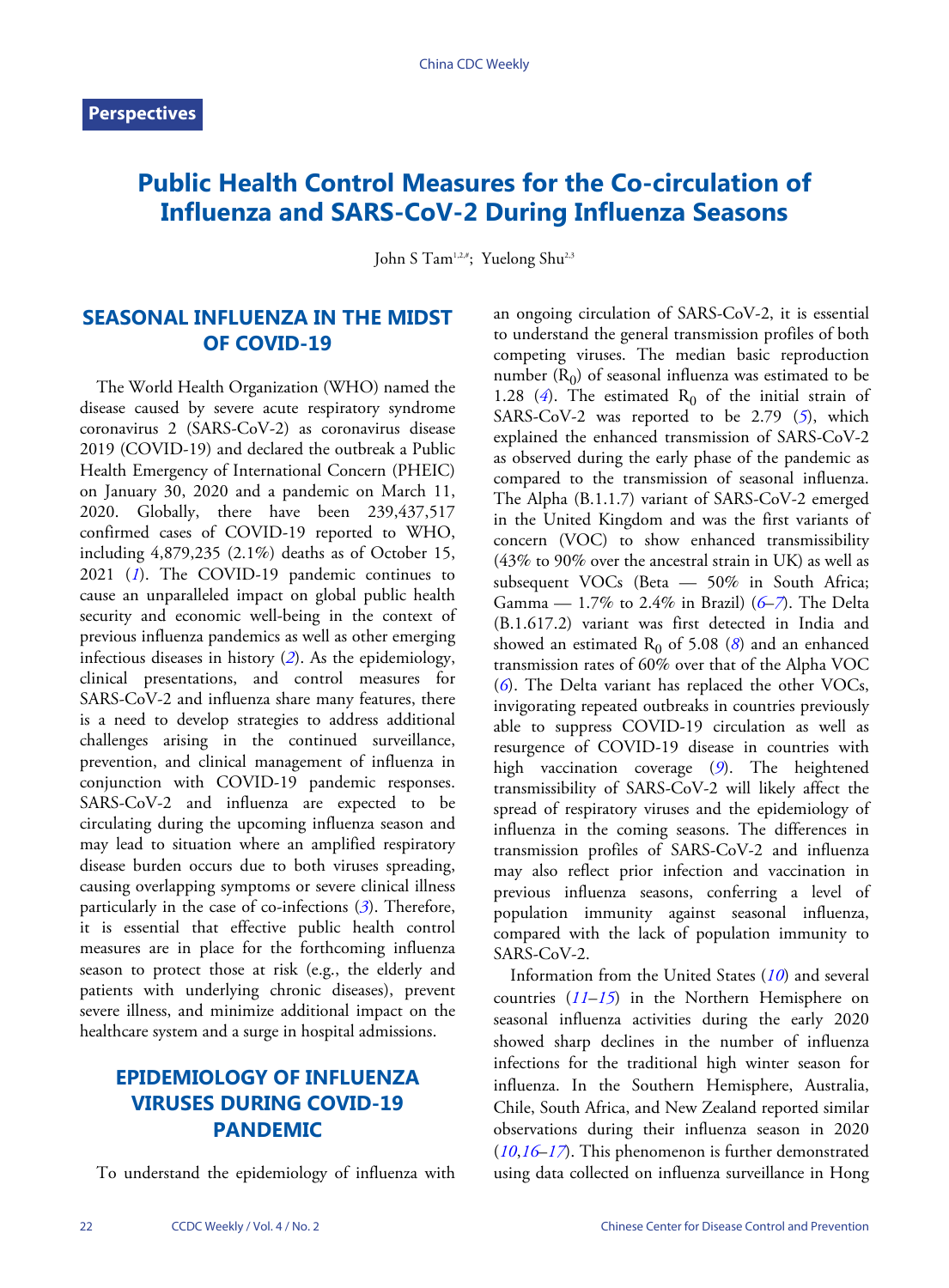Perspectives

# Public Health Control Measures for the Co-circulation of Influenza and SARS-CoV-2 During Influenza Seasons

John S Tam[1,2,#]; Yuelong Shu[2,3]

## SEASONAL INFLUENZA IN THE MIDST OF COVID-19

The World Health Organization (WHO) named the disease caused by severe acute respiratory syndrome coronavirus 2 (SARS-CoV-2) as coronavirus disease 2019 (COVID-19) and declared the outbreak a Public Health Emergency of International Concern (PHEIC) on January 30, 2020 and a pandemic on March 11, 2020. Globally, there have been 239,437,517 confirmed cases of COVID-19 reported to WHO, including 4,879,235 (2.1%) deaths as of October 15, 2021 (*1*). The COVID-19 pandemic continues to cause an unparalleled impact on global public health security and economic well-being in the context of previous influenza pandemics as well as other emerging infectious diseases in history (*2*). As the epidemiology, clinical presentations, and control measures for SARS-CoV-2 and influenza share many features, there is a need to develop strategies to address additional challenges arising in the continued surveillance, prevention, and clinical management of influenza in conjunction with COVID-19 pandemic responses. SARS-CoV-2 and influenza are expected to be circulating during the upcoming influenza season and may lead to situation where an amplified respiratory disease burden occurs due to both viruses spreading, causing overlapping symptoms or severe clinical illness particularly in the case of co-infections (*3*). Therefore, it is essential that effective public health control measures are in place for the forthcoming influenza season to protect those at risk (e.g., the elderly and patients with underlying chronic diseases), prevent severe illness, and minimize additional impact on the healthcare system and a surge in hospital admissions.

## EPIDEMIOLOGY OF INFLUENZA VIRUSES DURING COVID-19 PANDEMIC

To understand the epidemiology of influenza with an ongoing circulation of SARS-CoV-2, it is essential to understand the general transmission profiles of both competing viruses. The median basic reproduction number ($R_0$) of seasonal influenza was estimated to be 1.28 (*4*). The estimated $R_0$ of the initial strain of SARS-CoV-2 was reported to be 2.79 (*5*), which explained the enhanced transmission of SARS-CoV-2 as observed during the early phase of the pandemic as compared to the transmission of seasonal influenza. The Alpha (B.1.1.7) variant of SARS-CoV-2 emerged in the United Kingdom and was the first variants of concern (VOC) to show enhanced transmissibility (43% to 90% over the ancestral strain in UK) as well as subsequent VOCs (Beta — 50% in South Africa; Gamma — 1.7% to 2.4% in Brazil) (*6*–*7*). The Delta (B.1.617.2) variant was first detected in India and showed an estimated $R_0$ of 5.08 (*8*) and an enhanced transmission rates of 60% over that of the Alpha VOC (*6*). The Delta variant has replaced the other VOCs, invigorating repeated outbreaks in countries previously able to suppress COVID-19 circulation as well as resurgence of COVID-19 disease in countries with high vaccination coverage (*9*). The heightened transmissibility of SARS-CoV-2 will likely affect the spread of respiratory viruses and the epidemiology of influenza in the coming seasons. The differences in transmission profiles of SARS-CoV-2 and influenza may also reflect prior infection and vaccination in previous influenza seasons, conferring a level of population immunity against seasonal influenza, compared with the lack of population immunity to SARS-CoV-2.

Information from the United States (*10*) and several countries (*11*–*15*) in the Northern Hemisphere on seasonal influenza activities during the early 2020 showed sharp declines in the number of influenza infections for the traditional high winter season for influenza. In the Southern Hemisphere, Australia, Chile, South Africa, and New Zealand reported similar observations during their influenza season in 2020 (*10*,*16*–*17*). This phenomenon is further demonstrated using data collected on influenza surveillance in Hong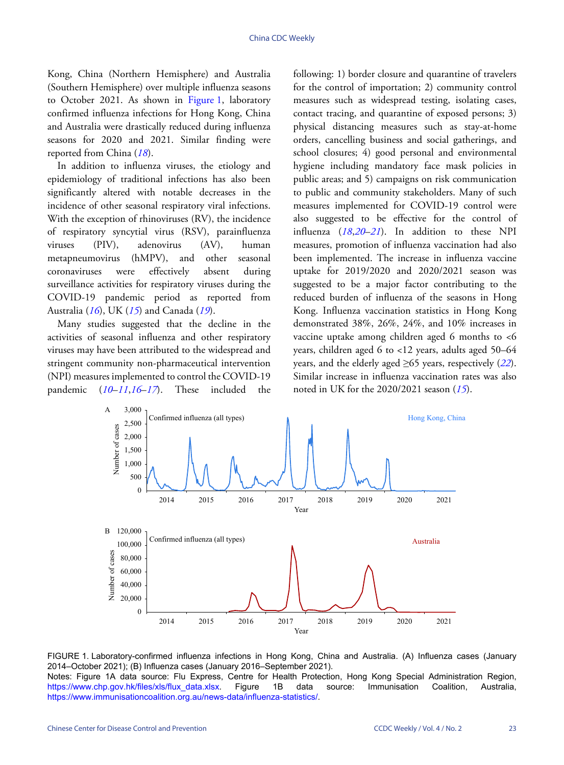Kong, China (Northern Hemisphere) and Australia (Southern Hemisphere) over multiple influenza seasons to October 2021. As shown in Figure 1, laboratory confirmed influenza infections for Hong Kong, China and Australia were drastically reduced during influenza seasons for 2020 and 2021. Similar finding were reported from China (*18*).

In addition to influenza viruses, the etiology and epidemiology of traditional infections has also been significantly altered with notable decreases in the incidence of other seasonal respiratory viral infections. With the exception of rhinoviruses (RV), the incidence of respiratory syncytial virus (RSV), parainfluenza viruses (PIV), adenovirus (AV), human metapneumovirus (hMPV), and other seasonal coronaviruses were effectively absent during surveillance activities for respiratory viruses during the COVID-19 pandemic period as reported from Australia (*16*), UK (*15*) and Canada (*19*).

Many studies suggested that the decline in the activities of seasonal influenza and other respiratory viruses may have been attributed to the widespread and stringent community non-pharmaceutical intervention (NPI) measures implemented to control the COVID-19 pandemic (*10*–*11*,*16*–*17*). These included the following: 1) border closure and quarantine of travelers for the control of importation; 2) community control measures such as widespread testing, isolating cases, contact tracing, and quarantine of exposed persons; 3) physical distancing measures such as stay-at-home orders, cancelling business and social gatherings, and school closures; 4) good personal and environmental hygiene including mandatory face mask policies in public areas; and 5) campaigns on risk communication to public and community stakeholders. Many of such measures implemented for COVID-19 control were also suggested to be effective for the control of influenza (*18*,*20*–*21*). In addition to these NPI measures, promotion of influenza vaccination had also been implemented. The increase in influenza vaccine uptake for 2019/2020 and 2020/2021 season was suggested to be a major factor contributing to the reduced burden of influenza of the seasons in Hong Kong. Influenza vaccination statistics in Hong Kong demonstrated 38%, 26%, 24%, and 10% increases in vaccine uptake among children aged 6 months to <6 years, children aged 6 to <12 years, adults aged 50–64 years, and the elderly aged ≥65 years, respectively (*22*). Similar increase in influenza vaccination rates was also noted in UK for the 2020/2021 season (*15*).

FIGURE 1. Laboratory-confirmed influenza infections in Hong Kong, China and Australia. (A) Influenza cases (January 2014–October 2021); (B) Influenza cases (January 2016–September 2021).

Notes: Figure 1A data source: Flu Express, Centre for Health Protection, Hong Kong Special Administration Region, https://www.chp.gov.hk/files/xls/flux_data.xlsx. Figure 1B data source: Immunisation Coalition, Australia, https://www.immunisationcoalition.org.au/news-data/influenza-statistics/.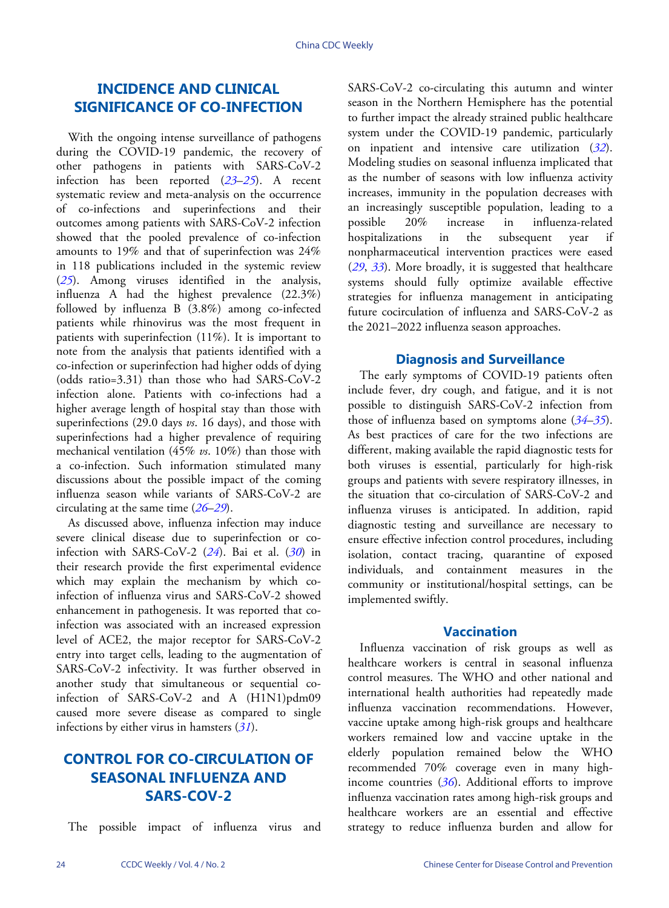## INCIDENCE AND CLINICAL SIGNIFICANCE OF CO-INFECTION

With the ongoing intense surveillance of pathogens during the COVID-19 pandemic, the recovery of other pathogens in patients with SARS-CoV-2 infection has been reported (*23*–*25*). A recent systematic review and meta-analysis on the occurrence of co-infections and superinfections and their outcomes among patients with SARS-CoV-2 infection showed that the pooled prevalence of co-infection amounts to 19% and that of superinfection was 24% in 118 publications included in the systemic review (*25*). Among viruses identified in the analysis, influenza A had the highest prevalence (22.3%) followed by influenza B (3.8%) among co-infected patients while rhinovirus was the most frequent in patients with superinfection (11%). It is important to note from the analysis that patients identified with a co-infection or superinfection had higher odds of dying (odds ratio=3.31) than those who had SARS-CoV-2 infection alone. Patients with co-infections had a higher average length of hospital stay than those with superinfections (29.0 days *vs*. 16 days), and those with superinfections had a higher prevalence of requiring mechanical ventilation (45% *vs*. 10%) than those with a co-infection. Such information stimulated many discussions about the possible impact of the coming influenza season while variants of SARS-CoV-2 are circulating at the same time (*26*–*29*).

As discussed above, influenza infection may induce severe clinical disease due to superinfection or co-infection with SARS-CoV-2 (*24*). Bai et al. (*30*) in their research provide the first experimental evidence which may explain the mechanism by which co-infection of influenza virus and SARS-CoV-2 showed enhancement in pathogenesis. It was reported that co-infection was associated with an increased expression level of ACE2, the major receptor for SARS-CoV-2 entry into target cells, leading to the augmentation of SARS-CoV-2 infectivity. It was further observed in another study that simultaneous or sequential co-infection of SARS-CoV-2 and A (H1N1)pdm09 caused more severe disease as compared to single infections by either virus in hamsters (*31*).

## CONTROL FOR CO-CIRCULATION OF SEASONAL INFLUENZA AND SARS-COV-2

The possible impact of influenza virus and SARS-CoV-2 co-circulating this autumn and winter season in the Northern Hemisphere has the potential to further impact the already strained public healthcare system under the COVID-19 pandemic, particularly on inpatient and intensive care utilization (*32*). Modeling studies on seasonal influenza implicated that as the number of seasons with low influenza activity increases, immunity in the population decreases with an increasingly susceptible population, leading to a possible 20% increase in influenza-related hospitalizations in the subsequent year if nonpharmaceutical intervention practices were eased (*29*, *33*). More broadly, it is suggested that healthcare systems should fully optimize available effective strategies for influenza management in anticipating future cocirculation of influenza and SARS-CoV-2 as the 2021–2022 influenza season approaches.

### Diagnosis and Surveillance

The early symptoms of COVID-19 patients often include fever, dry cough, and fatigue, and it is not possible to distinguish SARS-CoV-2 infection from those of influenza based on symptoms alone (*34*–*35*). As best practices of care for the two infections are different, making available the rapid diagnostic tests for both viruses is essential, particularly for high-risk groups and patients with severe respiratory illnesses, in the situation that co-circulation of SARS-CoV-2 and influenza viruses is anticipated. In addition, rapid diagnostic testing and surveillance are necessary to ensure effective infection control procedures, including isolation, contact tracing, quarantine of exposed individuals, and containment measures in the community or institutional/hospital settings, can be implemented swiftly.

### Vaccination

Influenza vaccination of risk groups as well as healthcare workers is central in seasonal influenza control measures. The WHO and other national and international health authorities had repeatedly made influenza vaccination recommendations. However, vaccine uptake among high-risk groups and healthcare workers remained low and vaccine uptake in the elderly population remained below the WHO recommended 70% coverage even in many high-income countries (*36*). Additional efforts to improve influenza vaccination rates among high-risk groups and healthcare workers are an essential and effective strategy to reduce influenza burden and allow for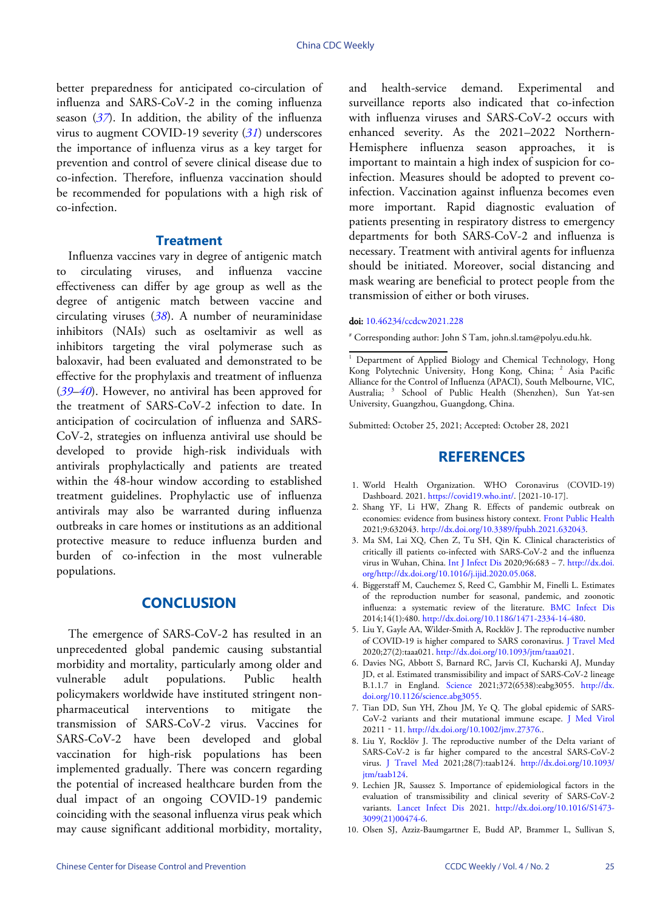better preparedness for anticipated co-circulation of influenza and SARS-CoV-2 in the coming influenza season (*37*). In addition, the ability of the influenza virus to augment COVID-19 severity (*31*) underscores the importance of influenza virus as a key target for prevention and control of severe clinical disease due to co-infection. Therefore, influenza vaccination should be recommended for populations with a high risk of co-infection.

### Treatment

Influenza vaccines vary in degree of antigenic match to circulating viruses, and influenza vaccine effectiveness can differ by age group as well as the degree of antigenic match between vaccine and circulating viruses (*38*). A number of neuraminidase inhibitors (NAIs) such as oseltamivir as well as inhibitors targeting the viral polymerase such as baloxavir, had been evaluated and demonstrated to be effective for the prophylaxis and treatment of influenza (*39–40*). However, no antiviral has been approved for the treatment of SARS-CoV-2 infection to date. In anticipation of cocirculation of influenza and SARS-CoV-2, strategies on influenza antiviral use should be developed to provide high-risk individuals with antivirals prophylactically and patients are treated within the 48-hour window according to established treatment guidelines. Prophylactic use of influenza antivirals may also be warranted during influenza outbreaks in care homes or institutions as an additional protective measure to reduce influenza burden and burden of co-infection in the most vulnerable populations.

## CONCLUSION

The emergence of SARS-CoV-2 has resulted in an unprecedented global pandemic causing substantial morbidity and mortality, particularly among older and vulnerable adult populations. Public health policymakers worldwide have instituted stringent non-pharmaceutical interventions to mitigate the transmission of SARS-CoV-2 virus. Vaccines for SARS-CoV-2 have been developed and global vaccination for high-risk populations has been implemented gradually. There was concern regarding the potential of increased healthcare burden from the dual impact of an ongoing COVID-19 pandemic coinciding with the seasonal influenza virus peak which may cause significant additional morbidity, mortality, and health-service demand. Experimental and surveillance reports also indicated that co-infection with influenza viruses and SARS-CoV-2 occurs with enhanced severity. As the 2021–2022 Northern-Hemisphere influenza season approaches, it is important to maintain a high index of suspicion for co-infection. Measures should be adopted to prevent co-infection. Vaccination against influenza becomes even more important. Rapid diagnostic evaluation of patients presenting in respiratory distress to emergency departments for both SARS-CoV-2 and influenza is necessary. Treatment with antiviral agents for influenza should be initiated. Moreover, social distancing and mask wearing are beneficial to protect people from the transmission of either or both viruses.

**doi:** 10.46234/ccdcw2021.228

[#] Corresponding author: John S Tam, john.sl.tam@polyu.edu.hk.

[1] Department of Applied Biology and Chemical Technology, Hong Kong Polytechnic University, Hong Kong, China; [2] Asia Pacific Alliance for the Control of Influenza (APACI), South Melbourne, VIC, Australia; [3] School of Public Health (Shenzhen), Sun Yat-sen University, Guangzhou, Guangdong, China.

Submitted: October 25, 2021; Accepted: October 28, 2021

## REFERENCES

1. World Health Organization. WHO Coronavirus (COVID-19) Dashboard. 2021. https://covid19.who.int/. [2021-10-17].
2. Shang YF, Li HW, Zhang R. Effects of pandemic outbreak on economies: evidence from business history context. Front Public Health 2021;9:632043. http://dx.doi.org/10.3389/fpubh.2021.632043.
3. Ma SM, Lai XQ, Chen Z, Tu SH, Qin K. Clinical characteristics of critically ill patients co-infected with SARS-CoV-2 and the influenza virus in Wuhan, China. Int J Infect Dis 2020;96:683 – 7. http://dx.doi.org/http://dx.doi.org/10.1016/j.ijid.2020.05.068.
4. Biggerstaff M, Cauchemez S, Reed C, Gambhir M, Finelli L. Estimates of the reproduction number for seasonal, pandemic, and zoonotic influenza: a systematic review of the literature. BMC Infect Dis 2014;14(1):480. http://dx.doi.org/10.1186/1471-2334-14-480.
5. Liu Y, Gayle AA, Wilder-Smith A, Rocklöv J. The reproductive number of COVID-19 is higher compared to SARS coronavirus. J Travel Med 2020;27(2):taaa021. http://dx.doi.org/10.1093/jtm/taaa021.
6. Davies NG, Abbott S, Barnard RC, Jarvis CI, Kucharski AJ, Munday JD, et al. Estimated transmissibility and impact of SARS-CoV-2 lineage B.1.1.7 in England. Science 2021;372(6538):eabg3055. http://dx.doi.org/10.1126/science.abg3055.
7. Tian DD, Sun YH, Zhou JM, Ye Q. The global epidemic of SARS-CoV-2 variants and their mutational immune escape. J Med Virol 20211 - 11. http://dx.doi.org/10.1002/jmv.27376..
8. Liu Y, Rocklöv J. The reproductive number of the Delta variant of SARS-CoV-2 is far higher compared to the ancestral SARS-CoV-2 virus. J Travel Med 2021;28(7):taab124. http://dx.doi.org/10.1093/jtm/taab124.
9. Lechien JR, Saussez S. Importance of epidemiological factors in the evaluation of transmissibility and clinical severity of SARS-CoV-2 variants. Lancet Infect Dis 2021. http://dx.doi.org/10.1016/S1473-3099(21)00474-6.
10. Olsen SJ, Azziz-Baumgartner E, Budd AP, Brammer L, Sullivan S,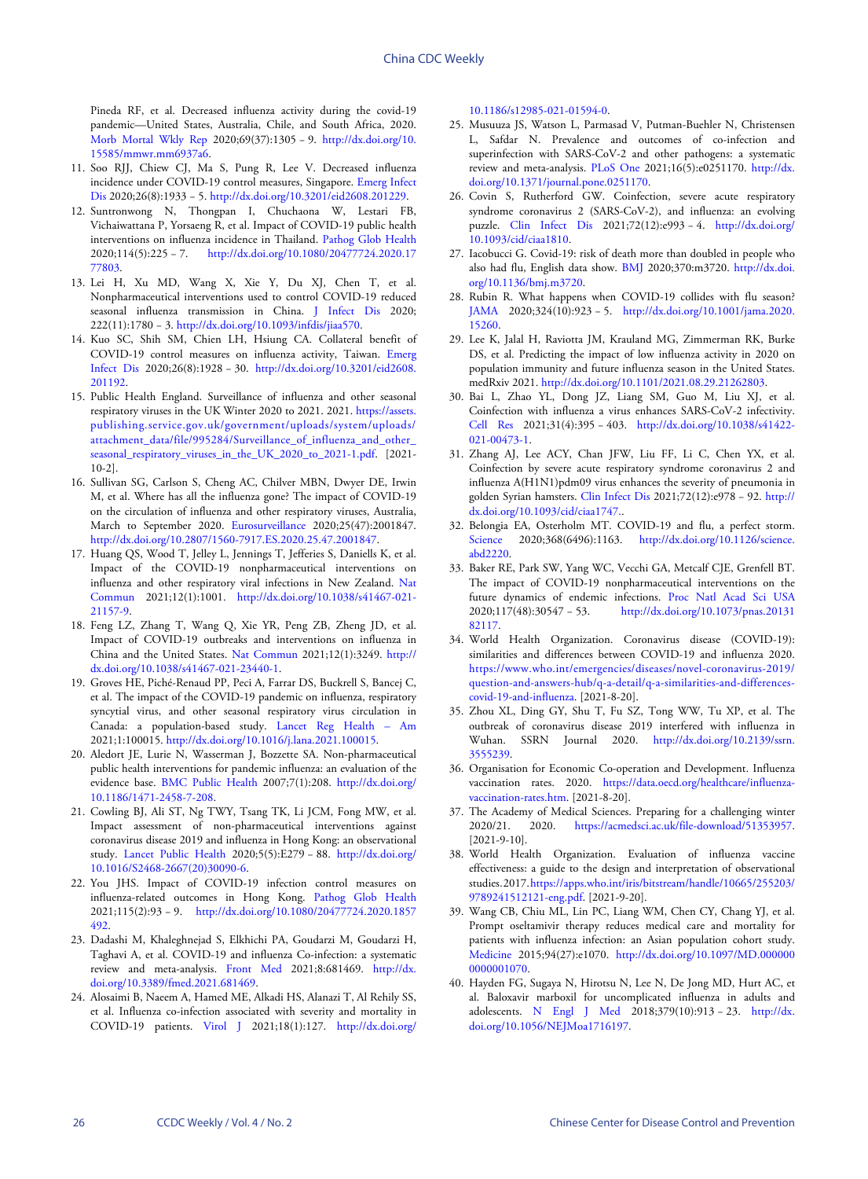Pineda RF, et al. Decreased influenza activity during the covid-19 pandemic—United States, Australia, Chile, and South Africa, 2020. Morb Mortal Wkly Rep 2020;69(37):1305 – 9. http://dx.doi.org/10.15585/mmwr.mm6937a6.

11. Soo RJJ, Chiew CJ, Ma S, Pung R, Lee V. Decreased influenza incidence under COVID-19 control measures, Singapore. Emerg Infect Dis 2020;26(8):1933 – 5. http://dx.doi.org/10.3201/eid2608.201229.
12. Suntronwong N, Thongpan I, Chuchaona W, Lestari FB, Vichaiwattana P, Yorsaeng R, et al. Impact of COVID-19 public health interventions on influenza incidence in Thailand. Pathog Glob Health 2020;114(5):225 – 7. http://dx.doi.org/10.1080/20477724.2020.1777803.
13. Lei H, Xu MD, Wang X, Xie Y, Du XJ, Chen T, et al. Nonpharmaceutical interventions used to control COVID-19 reduced seasonal influenza transmission in China. J Infect Dis 2020; 222(11):1780 – 3. http://dx.doi.org/10.1093/infdis/jiaa570.
14. Kuo SC, Shih SM, Chien LH, Hsiung CA. Collateral benefit of COVID-19 control measures on influenza activity, Taiwan. Emerg Infect Dis 2020;26(8):1928 – 30. http://dx.doi.org/10.3201/eid2608.201192.
15. Public Health England. Surveillance of influenza and other seasonal respiratory viruses in the UK Winter 2020 to 2021. 2021. https://assets.publishing.service.gov.uk/government/uploads/system/uploads/attachment_data/file/995284/Surveillance_of_influenza_and_other_seasonal_respiratory_viruses_in_the_UK_2020_to_2021-1.pdf. [2021-10-2].
16. Sullivan SG, Carlson S, Cheng AC, Chilver MBN, Dwyer DE, Irwin M, et al. Where has all the influenza gone? The impact of COVID-19 on the circulation of influenza and other respiratory viruses, Australia, March to September 2020. Eurosurveillance 2020;25(47):2001847. http://dx.doi.org/10.2807/1560-7917.ES.2020.25.47.2001847.
17. Huang QS, Wood T, Jelley L, Jennings T, Jefferies S, Daniells K, et al. Impact of the COVID-19 nonpharmaceutical interventions on influenza and other respiratory viral infections in New Zealand. Nat Commun 2021;12(1):1001. http://dx.doi.org/10.1038/s41467-021-21157-9.
18. Feng LZ, Zhang T, Wang Q, Xie YR, Peng ZB, Zheng JD, et al. Impact of COVID-19 outbreaks and interventions on influenza in China and the United States. Nat Commun 2021;12(1):3249. http://dx.doi.org/10.1038/s41467-021-23440-1.
19. Groves HE, Piché-Renaud PP, Peci A, Farrar DS, Buckrell S, Bancej C, et al. The impact of the COVID-19 pandemic on influenza, respiratory syncytial virus, and other seasonal respiratory virus circulation in Canada: a population-based study. Lancet Reg Health – Am 2021;1:100015. http://dx.doi.org/10.1016/j.lana.2021.100015.
20. Aledort JE, Lurie N, Wasserman J, Bozzette SA. Non-pharmaceutical public health interventions for pandemic influenza: an evaluation of the evidence base. BMC Public Health 2007;7(1):208. http://dx.doi.org/10.1186/1471-2458-7-208.
21. Cowling BJ, Ali ST, Ng TWY, Tsang TK, Li JCM, Fong MW, et al. Impact assessment of non-pharmaceutical interventions against coronavirus disease 2019 and influenza in Hong Kong: an observational study. Lancet Public Health 2020;5(5):E279 – 88. http://dx.doi.org/10.1016/S2468-2667(20)30090-6.
22. You JHS. Impact of COVID-19 infection control measures on influenza-related outcomes in Hong Kong. Pathog Glob Health 2021;115(2):93 – 9. http://dx.doi.org/10.1080/20477724.2020.1857492.
23. Dadashi M, Khaleghnejad S, Elkhichi PA, Goudarzi M, Goudarzi H, Taghavi A, et al. COVID-19 and influenza Co-infection: a systematic review and meta-analysis. Front Med 2021;8:681469. http://dx.doi.org/10.3389/fmed.2021.681469.
24. Alosaimi B, Naeem A, Hamed ME, Alkadi HS, Alanazi T, Al Rehily SS, et al. Influenza co-infection associated with severity and mortality in COVID-19 patients. Virol J 2021;18(1):127. http://dx.doi.org/10.1186/s12985-021-01594-0.
25. Musuuza JS, Watson L, Parmasad V, Putman-Buehler N, Christensen L, Safdar N. Prevalence and outcomes of co-infection and superinfection with SARS-CoV-2 and other pathogens: a systematic review and meta-analysis. PLoS One 2021;16(5):e0251170. http://dx.doi.org/10.1371/journal.pone.0251170.
26. Covin S, Rutherford GW. Coinfection, severe acute respiratory syndrome coronavirus 2 (SARS-CoV-2), and influenza: an evolving puzzle. Clin Infect Dis 2021;72(12):e993 – 4. http://dx.doi.org/10.1093/cid/ciaa1810.
27. Iacobucci G. Covid-19: risk of death more than doubled in people who also had flu, English data show. BMJ 2020;370:m3720. http://dx.doi.org/10.1136/bmj.m3720.
28. Rubin R. What happens when COVID-19 collides with flu season? JAMA 2020;324(10):923 – 5. http://dx.doi.org/10.1001/jama.2020.15260.
29. Lee K, Jalal H, Raviotta JM, Krauland MG, Zimmerman RK, Burke DS, et al. Predicting the impact of low influenza activity in 2020 on population immunity and future influenza season in the United States. medRxiv 2021. http://dx.doi.org/10.1101/2021.08.29.21262803.
30. Bai L, Zhao YL, Dong JZ, Liang SM, Guo M, Liu XJ, et al. Coinfection with influenza a virus enhances SARS-CoV-2 infectivity. Cell Res 2021;31(4):395 – 403. http://dx.doi.org/10.1038/s41422-021-00473-1.
31. Zhang AJ, Lee ACY, Chan JFW, Liu FF, Li C, Chen YX, et al. Coinfection by severe acute respiratory syndrome coronavirus 2 and influenza A(H1N1)pdm09 virus enhances the severity of pneumonia in golden Syrian hamsters. Clin Infect Dis 2021;72(12):e978 – 92. http://dx.doi.org/10.1093/cid/ciaa1747..
32. Belongia EA, Osterholm MT. COVID-19 and flu, a perfect storm. Science 2020;368(6496):1163. http://dx.doi.org/10.1126/science.abd2220.
33. Baker RE, Park SW, Yang WC, Vecchi GA, Metcalf CJE, Grenfell BT. The impact of COVID-19 nonpharmaceutical interventions on the future dynamics of endemic infections. Proc Natl Acad Sci USA 2020;117(48):30547 – 53. http://dx.doi.org/10.1073/pnas.2013182117.
34. World Health Organization. Coronavirus disease (COVID-19): similarities and differences between COVID-19 and influenza 2020. https://www.who.int/emergencies/diseases/novel-coronavirus-2019/question-and-answers-hub/q-a-detail/q-a-similarities-and-differences-covid-19-and-influenza. [2021-8-20].
35. Zhou XL, Ding GY, Shu T, Fu SZ, Tong WW, Tu XP, et al. The outbreak of coronavirus disease 2019 interfered with influenza in Wuhan. SSRN Journal 2020. http://dx.doi.org/10.2139/ssrn.3555239.
36. Organisation for Economic Co-operation and Development. Influenza vaccination rates. 2020. https://data.oecd.org/healthcare/influenza-vaccination-rates.htm. [2021-8-20].
37. The Academy of Medical Sciences. Preparing for a challenging winter 2020/21. 2020. https://acmedsci.ac.uk/file-download/51353957. [2021-9-10].
38. World Health Organization. Evaluation of influenza vaccine effectiveness: a guide to the design and interpretation of observational studies.2017.https://apps.who.int/iris/bitstream/handle/10665/255203/9789241512121-eng.pdf. [2021-9-20].
39. Wang CB, Chiu ML, Lin PC, Liang WM, Chen CY, Chang YJ, et al. Prompt oseltamivir therapy reduces medical care and mortality for patients with influenza infection: an Asian population cohort study. Medicine 2015;94(27):e1070. http://dx.doi.org/10.1097/MD.0000000000001070.
40. Hayden FG, Sugaya N, Hirotsu N, Lee N, De Jong MD, Hurt AC, et al. Baloxavir marboxil for uncomplicated influenza in adults and adolescents. N Engl J Med 2018;379(10):913 – 23. http://dx.doi.org/10.1056/NEJMoa1716197.